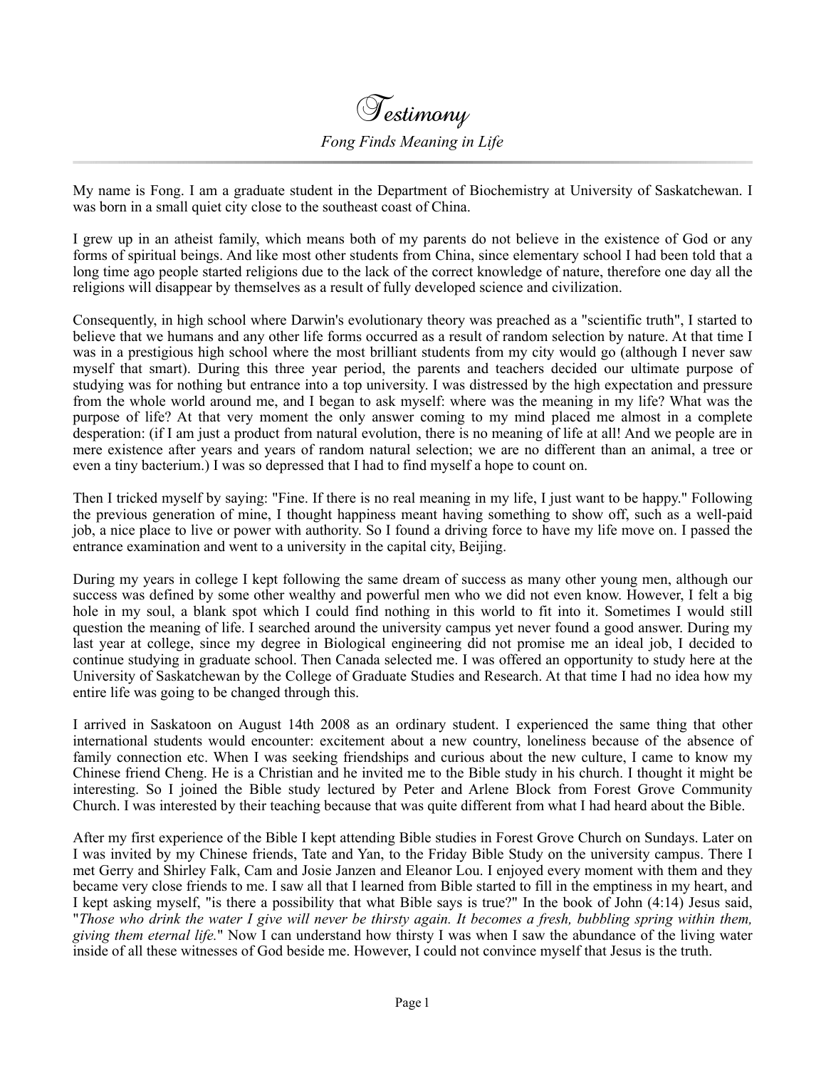# Testimony

*Fong Finds Meaning in Life*

My name is Fong. I am a graduate student in the Department of Biochemistry at University of Saskatchewan. I was born in a small quiet city close to the southeast coast of China.

I grew up in an atheist family, which means both of my parents do not believe in the existence of God or any forms of spiritual beings. And like most other students from China, since elementary school I had been told that a long time ago people started religions due to the lack of the correct knowledge of nature, therefore one day all the religions will disappear by themselves as a result of fully developed science and civilization.

Consequently, in high school where Darwin's evolutionary theory was preached as a "scientific truth", I started to believe that we humans and any other life forms occurred as a result of random selection by nature. At that time I was in a prestigious high school where the most brilliant students from my city would go (although I never saw myself that smart). During this three year period, the parents and teachers decided our ultimate purpose of studying was for nothing but entrance into a top university. I was distressed by the high expectation and pressure from the whole world around me, and I began to ask myself: where was the meaning in my life? What was the purpose of life? At that very moment the only answer coming to my mind placed me almost in a complete desperation: (if I am just a product from natural evolution, there is no meaning of life at all! And we people are in mere existence after years and years of random natural selection; we are no different than an animal, a tree or even a tiny bacterium.) I was so depressed that I had to find myself a hope to count on.

Then I tricked myself by saying: "Fine. If there is no real meaning in my life, I just want to be happy." Following the previous generation of mine, I thought happiness meant having something to show off, such as a well-paid job, a nice place to live or power with authority. So I found a driving force to have my life move on. I passed the entrance examination and went to a university in the capital city, Beijing.

During my years in college I kept following the same dream of success as many other young men, although our success was defined by some other wealthy and powerful men who we did not even know. However, I felt a big hole in my soul, a blank spot which I could find nothing in this world to fit into it. Sometimes I would still question the meaning of life. I searched around the university campus yet never found a good answer. During my last year at college, since my degree in Biological engineering did not promise me an ideal job, I decided to continue studying in graduate school. Then Canada selected me. I was offered an opportunity to study here at the University of Saskatchewan by the College of Graduate Studies and Research. At that time I had no idea how my entire life was going to be changed through this.

I arrived in Saskatoon on August 14th 2008 as an ordinary student. I experienced the same thing that other international students would encounter: excitement about a new country, loneliness because of the absence of family connection etc. When I was seeking friendships and curious about the new culture, I came to know my Chinese friend Cheng. He is a Christian and he invited me to the Bible study in his church. I thought it might be interesting. So I joined the Bible study lectured by Peter and Arlene Block from Forest Grove Community Church. I was interested by their teaching because that was quite different from what I had heard about the Bible.

After my first experience of the Bible I kept attending Bible studies in Forest Grove Church on Sundays. Later on I was invited by my Chinese friends, Tate and Yan, to the Friday Bible Study on the university campus. There I met Gerry and Shirley Falk, Cam and Josie Janzen and Eleanor Lou. I enjoyed every moment with them and they became very close friends to me. I saw all that I learned from Bible started to fill in the emptiness in my heart, and I kept asking myself, "is there a possibility that what Bible says is true?" In the book of John (4:14) Jesus said, "*Those who drink the water I give will never be thirsty again. It becomes a fresh, bubbling spring within them, giving them eternal life.*" Now I can understand how thirsty I was when I saw the abundance of the living water inside of all these witnesses of God beside me. However, I could not convince myself that Jesus is the truth.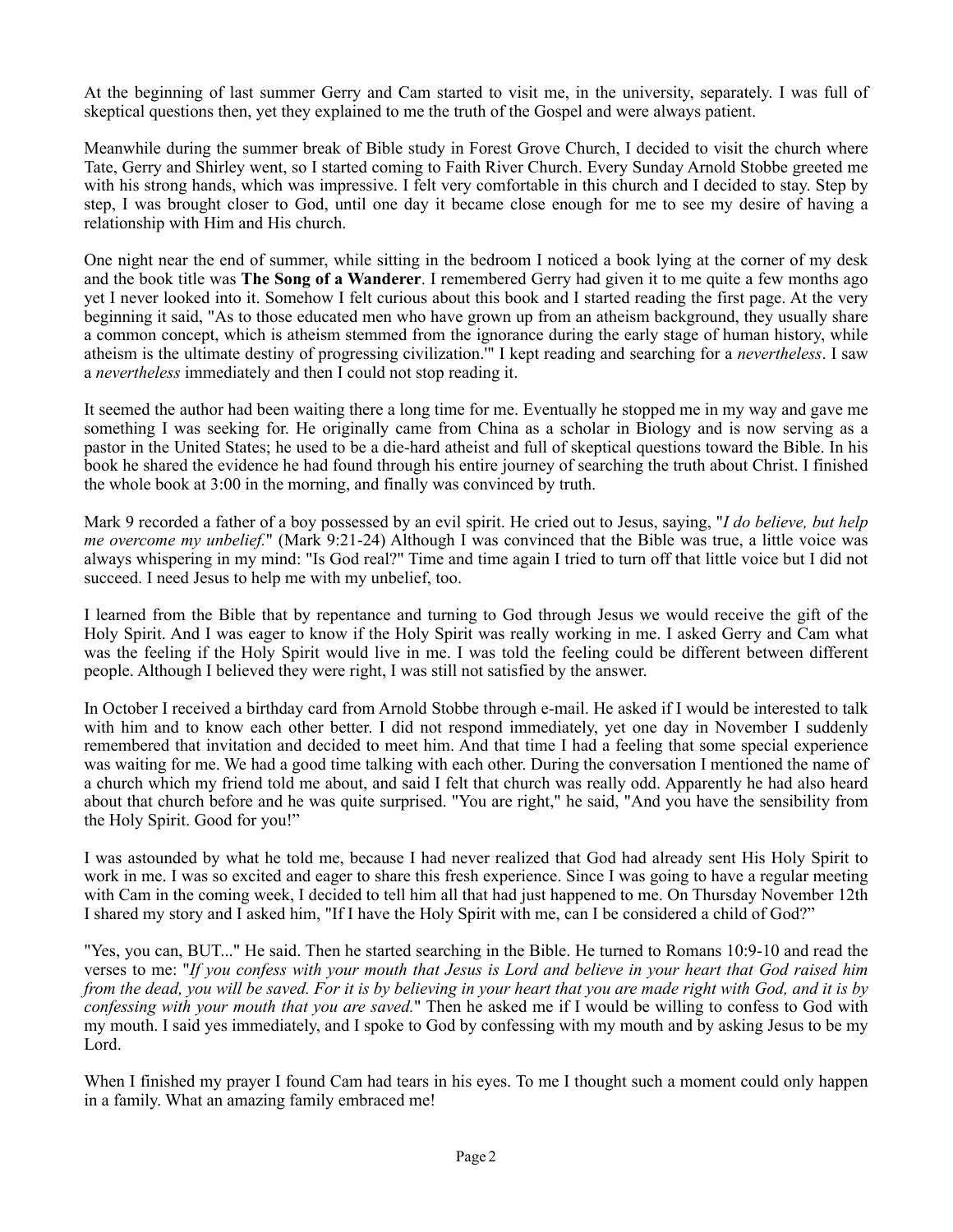At the beginning of last summer Gerry and Cam started to visit me, in the university, separately. I was full of skeptical questions then, yet they explained to me the truth of the Gospel and were always patient.

Meanwhile during the summer break of Bible study in Forest Grove Church, I decided to visit the church where Tate, Gerry and Shirley went, so I started coming to Faith River Church. Every Sunday Arnold Stobbe greeted me with his strong hands, which was impressive. I felt very comfortable in this church and I decided to stay. Step by step, I was brought closer to God, until one day it became close enough for me to see my desire of having a relationship with Him and His church.

One night near the end of summer, while sitting in the bedroom I noticed a book lying at the corner of my desk and the book title was **The Song of a Wanderer**. I remembered Gerry had given it to me quite a few months ago yet I never looked into it. Somehow I felt curious about this book and I started reading the first page. At the very beginning it said, "As to those educated men who have grown up from an atheism background, they usually share a common concept, which is atheism stemmed from the ignorance during the early stage of human history, while atheism is the ultimate destiny of progressing civilization.'" I kept reading and searching for a *nevertheless*. I saw a *nevertheless* immediately and then I could not stop reading it.

It seemed the author had been waiting there a long time for me. Eventually he stopped me in my way and gave me something I was seeking for. He originally came from China as a scholar in Biology and is now serving as a pastor in the United States; he used to be a die-hard atheist and full of skeptical questions toward the Bible. In his book he shared the evidence he had found through his entire journey of searching the truth about Christ. I finished the whole book at 3:00 in the morning, and finally was convinced by truth.

Mark 9 recorded a father of a boy possessed by an evil spirit. He cried out to Jesus, saying, "*I do believe, but help me overcome my unbelief.*" (Mark 9:21-24) Although I was convinced that the Bible was true, a little voice was always whispering in my mind: "Is God real?" Time and time again I tried to turn off that little voice but I did not succeed. I need Jesus to help me with my unbelief, too.

I learned from the Bible that by repentance and turning to God through Jesus we would receive the gift of the Holy Spirit. And I was eager to know if the Holy Spirit was really working in me. I asked Gerry and Cam what was the feeling if the Holy Spirit would live in me. I was told the feeling could be different between different people. Although I believed they were right, I was still not satisfied by the answer.

In October I received a birthday card from Arnold Stobbe through e-mail. He asked if I would be interested to talk with him and to know each other better. I did not respond immediately, yet one day in November I suddenly remembered that invitation and decided to meet him. And that time I had a feeling that some special experience was waiting for me. We had a good time talking with each other. During the conversation I mentioned the name of a church which my friend told me about, and said I felt that church was really odd. Apparently he had also heard about that church before and he was quite surprised. "You are right," he said, "And you have the sensibility from the Holy Spirit. Good for you!"

I was astounded by what he told me, because I had never realized that God had already sent His Holy Spirit to work in me. I was so excited and eager to share this fresh experience. Since I was going to have a regular meeting with Cam in the coming week, I decided to tell him all that had just happened to me. On Thursday November 12th I shared my story and I asked him, "If I have the Holy Spirit with me, can I be considered a child of God?"

"Yes, you can, BUT..." He said. Then he started searching in the Bible. He turned to Romans 10:9-10 and read the verses to me: "*If you confess with your mouth that Jesus is Lord and believe in your heart that God raised him from the dead, you will be saved. For it is by believing in your heart that you are made right with God, and it is by confessing with your mouth that you are saved.*" Then he asked me if I would be willing to confess to God with my mouth. I said yes immediately, and I spoke to God by confessing with my mouth and by asking Jesus to be my Lord.

When I finished my prayer I found Cam had tears in his eyes. To me I thought such a moment could only happen in a family. What an amazing family embraced me!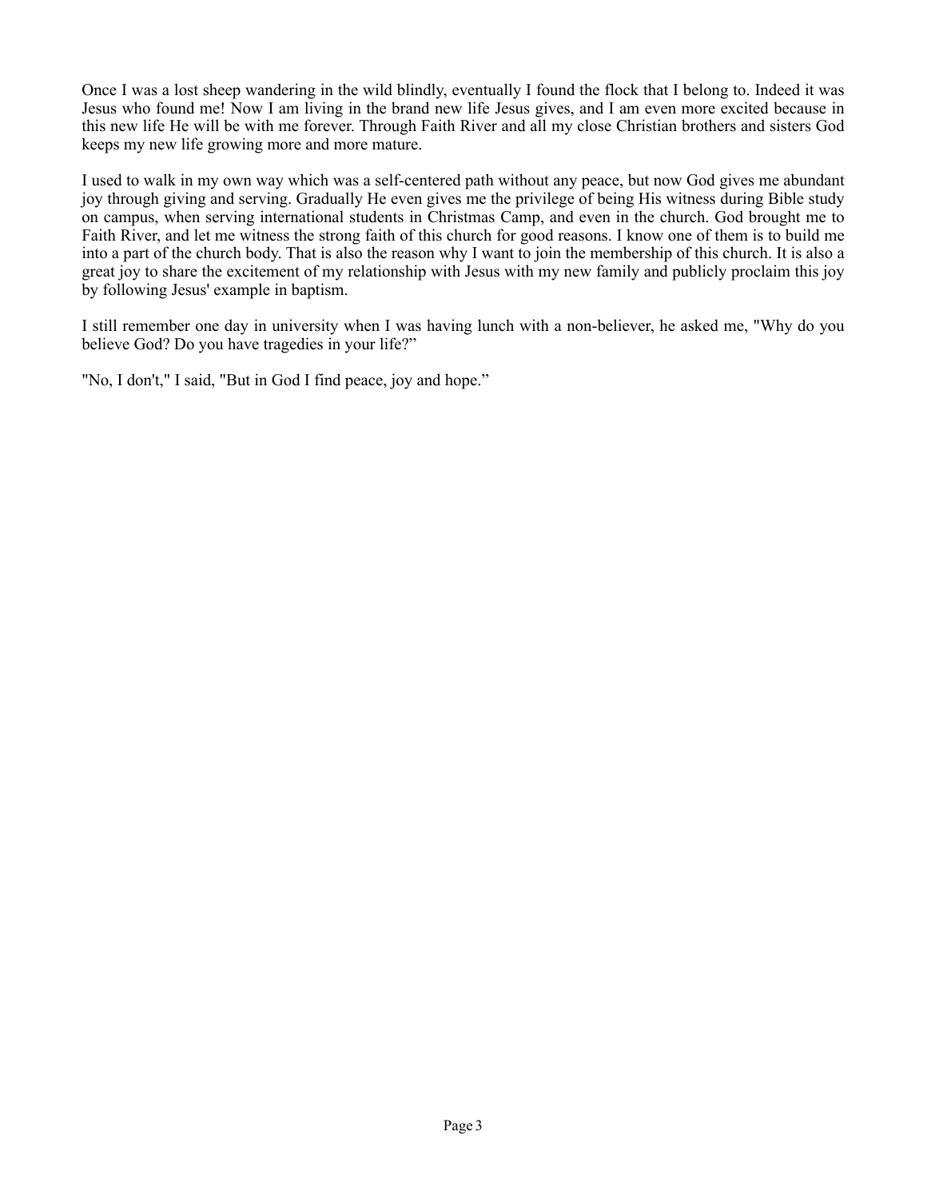Once I was a lost sheep wandering in the wild blindly, eventually I found the flock that I belong to. Indeed it was Jesus who found me! Now I am living in the brand new life Jesus gives, and I am even more excited because in this new life He will be with me forever. Through Faith River and all my close Christian brothers and sisters God keeps my new life growing more and more mature.

I used to walk in my own way which was a self-centered path without any peace, but now God gives me abundant joy through giving and serving. Gradually He even gives me the privilege of being His witness during Bible study on campus, when serving international students in Christmas Camp, and even in the church. God brought me to Faith River, and let me witness the strong faith of this church for good reasons. I know one of them is to build me into a part of the church body. That is also the reason why I want to join the membership of this church. It is also a great joy to share the excitement of my relationship with Jesus with my new family and publicly proclaim this joy by following Jesus' example in baptism.

I still remember one day in university when I was having lunch with a non-believer, he asked me, "Why do you believe God? Do you have tragedies in your life?"

"No, I don't," I said, "But in God I find peace, joy and hope."